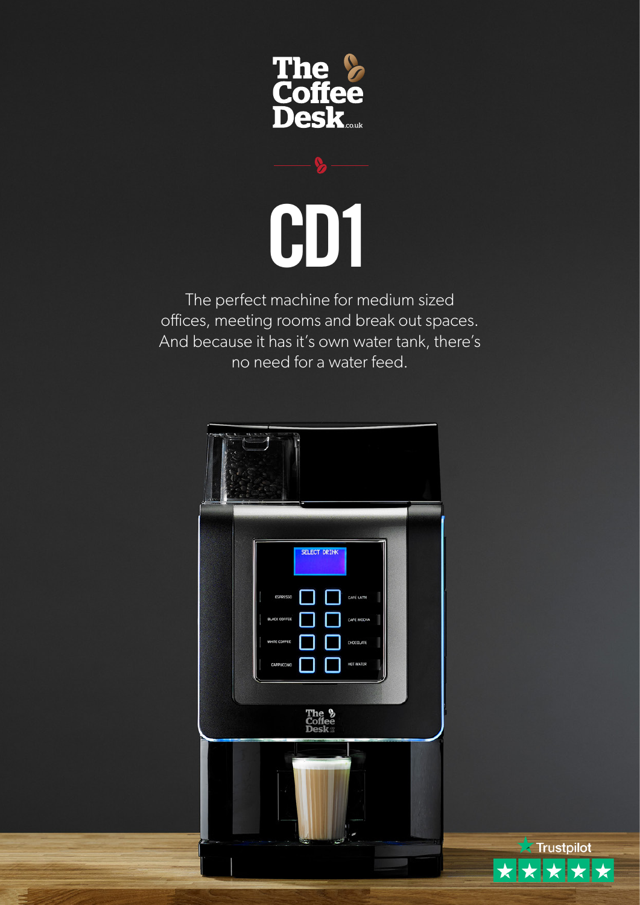The Coffee Desk.co.uk

# CD1

The perfect machine for medium sized offices, meeting rooms and break out spaces. And because it has it's own water tank, there's no need for a water feed.

Trustpilot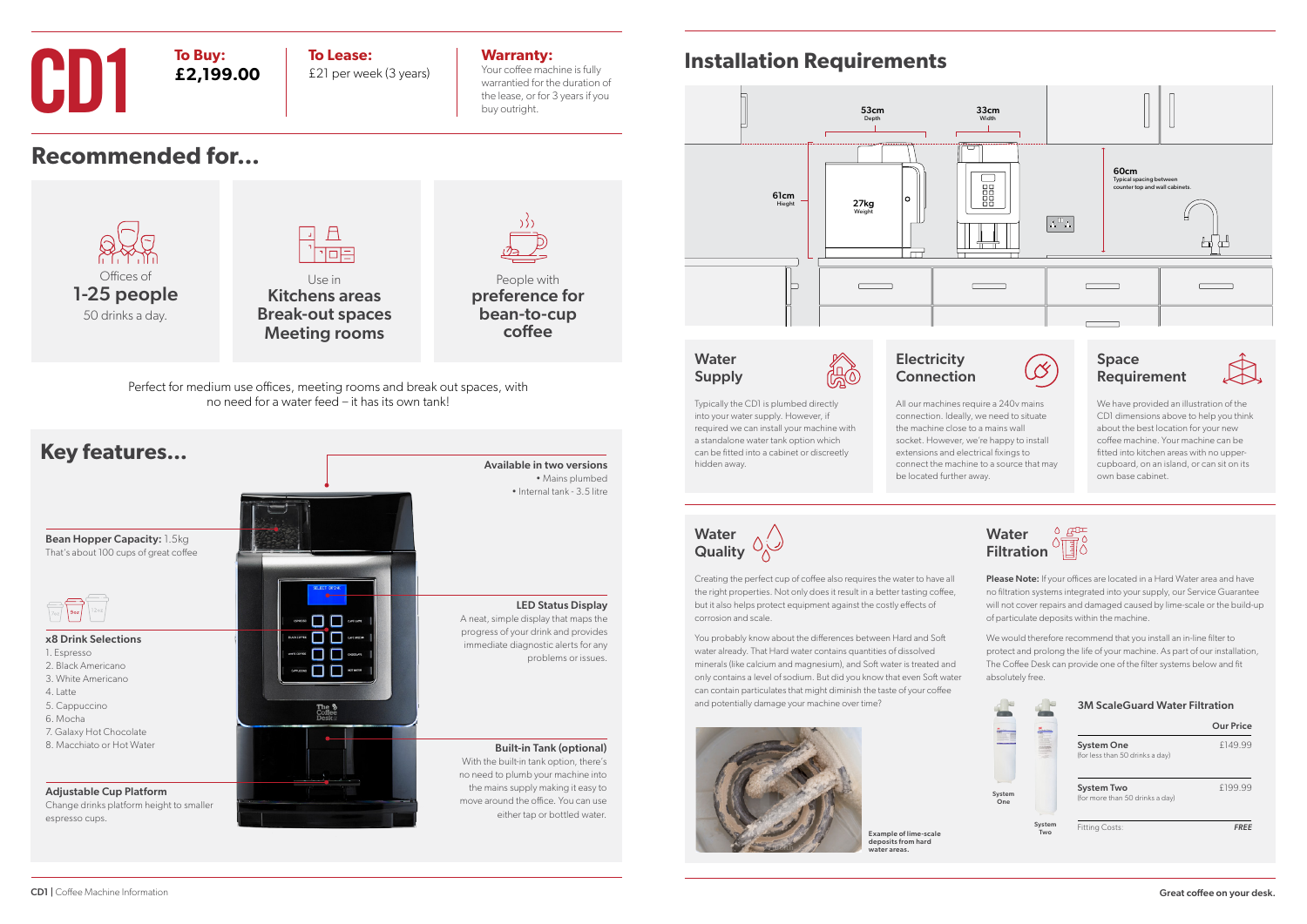# CD1

**To Buy:**
**£2,199.00**

**To Lease:**
£21 per week (3 years)

**Warranty:**
Your coffee machine is fully warrantied for the duration of the lease, or for 3 years if you buy outright.

## Recommended for...

Offices of
**1-25 people**
50 drinks a day.

Use in
**Kitchens areas**
**Break-out spaces**
**Meeting rooms**

People with
**preference for bean-to-cup coffee**

Perfect for medium use offices, meeting rooms and break out spaces, with no need for a water feed – it has its own tank!

## Key features...

**Available in two versions**
- Mains plumbed
- Internal tank - 3.5 litre

**Bean Hopper Capacity:** 1.5kg
That's about 100 cups of great coffee

**x8 Drink Selections**
1. Espresso
2. Black Americano
3. White Americano
4. Latte
5. Cappuccino
6. Mocha
7. Galaxy Hot Chocolate
8. Macchiato or Hot Water

**LED Status Display**
A neat, simple display that maps the progress of your drink and provides immediate diagnostic alerts for any problems or issues.

**Built-in Tank (optional)**
With the built-in tank option, there's no need to plumb your machine into the mains supply making it easy to move around the office. You can use either tap or bottled water.

**Adjustable Cup Platform**
Change drinks platform height to smaller espresso cups.

## Installation Requirements

53cm Depth
33cm Width
61cm Hieght
27kg Weight
60cm Typical spacing between counter top and wall cabinets.

### Water Supply

Typically the CD1 is plumbed directly into your water supply. However, if required we can install your machine with a standalone water tank option which can be fitted into a cabinet or discreetly hidden away.

### Electricity Connection

All our machines require a 240v mains connection. Ideally, we need to situate the machine close to a mains wall socket. However, we're happy to install extensions and electrical fixings to connect the machine to a source that may be located further away.

### Space Requirement

We have provided an illustration of the CD1 dimensions above to help you think about the best location for your new coffee machine. Your machine can be fitted into kitchen areas with no upper-cupboard, on an island, or can sit on its own base cabinet.

### Water Quality

Creating the perfect cup of coffee also requires the water to have all the right properties. Not only does it result in a better tasting coffee, but it also helps protect equipment against the costly effects of corrosion and scale.

You probably know about the differences between Hard and Soft water already. That Hard water contains quantities of dissolved minerals (like calcium and magnesium), and Soft water is treated and only contains a level of sodium. But did you know that even Soft water can contain particulates that might diminish the taste of your coffee and potentially damage your machine over time?

Example of lime-scale deposits from hard water areas.

### Water Filtration

**Please Note:** If your offices are located in a Hard Water area and have no filtration systems integrated into your supply, our Service Guarantee will not cover repairs and damaged caused by lime-scale or the build-up of particulate deposits within the machine.

We would therefore recommend that you install an in-line filter to protect and prolong the life of your machine. As part of our installation, The Coffee Desk can provide one of the filter systems below and fit absolutely free.

**3M ScaleGuard Water Filtration**

| | Our Price |
|---|---|
| System One (for less than 50 drinks a day) | £149.99 |
| System Two (for more than 50 drinks a day) | £199.99 |
| Fitting Costs: | *FREE* |

System One
System Two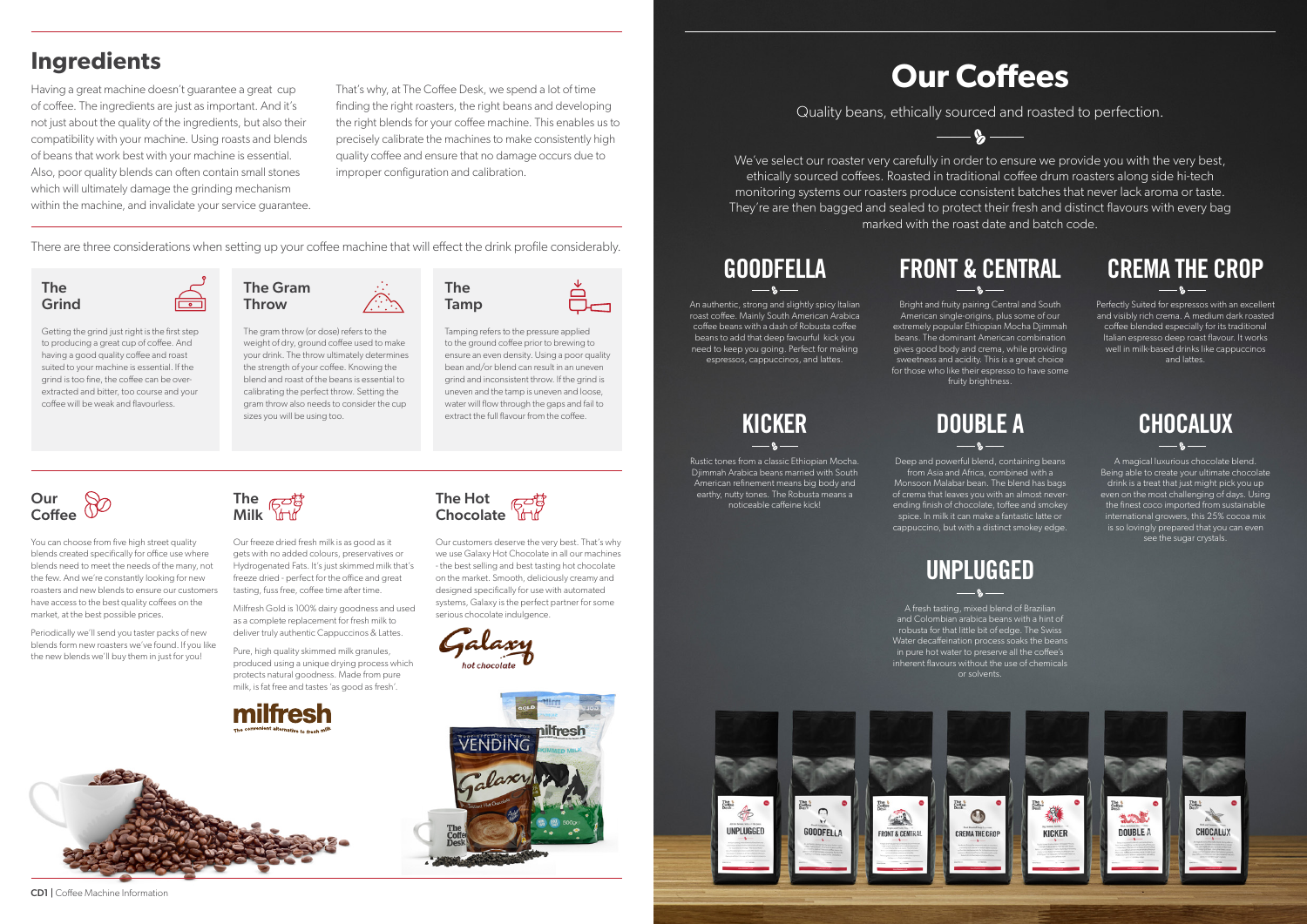## Ingredients

Having a great machine doesn't guarantee a great cup of coffee. The ingredients are just as important. And it's not just about the quality of the ingredients, but also their compatibility with your machine. Using roasts and blends of beans that work best with your machine is essential. Also, poor quality blends can often contain small stones which will ultimately damage the grinding mechanism within the machine, and invalidate your service guarantee.

That's why, at The Coffee Desk, we spend a lot of time finding the right roasters, the right beans and developing the right blends for your coffee machine. This enables us to precisely calibrate the machines to make consistently high quality coffee and ensure that no damage occurs due to improper configuration and calibration.

There are three considerations when setting up your coffee machine that will effect the drink profile considerably.

### The Grind

Getting the grind just right is the first step to producing a great cup of coffee. And having a good quality coffee and roast suited to your machine is essential. If the grind is too fine, the coffee can be over-extracted and bitter, too course and your coffee will be weak and flavourless.

### The Gram Throw

The gram throw (or dose) refers to the weight of dry, ground coffee used to make your drink. The throw ultimately determines the strength of your coffee. Knowing the blend and roast of the beans is essential to calibrating the perfect throw. Setting the gram throw also needs to consider the cup sizes you will be using too.

### The Tamp

Tamping refers to the pressure applied to the ground coffee prior to brewing to ensure an even density. Using a poor quality bean and/or blend can result in an uneven grind and inconsistent throw. If the grind is uneven and the tamp is uneven and loose, water will flow through the gaps and fail to extract the full flavour from the coffee.

### Our Coffee

You can choose from five high street quality blends created specifically for office use where blends need to meet the needs of the many, not the few. And we're constantly looking for new roasters and new blends to ensure our customers have access to the best quality coffees on the market, at the best possible prices.

Periodically we'll send you taster packs of new blends form new roasters we've found. If you like the new blends we'll buy them in just for you!

### The Milk

Our freeze dried fresh milk is as good as it gets with no added colours, preservatives or Hydrogenated Fats. It's just skimmed milk that's freeze dried - perfect for the office and great tasting, fuss free, coffee time after time.

Milfresh Gold is 100% dairy goodness and used as a complete replacement for fresh milk to deliver truly authentic Cappuccinos & Lattes.

Pure, high quality skimmed milk granules, produced using a unique drying process which protects natural goodness. Made from pure milk, is fat free and tastes 'as good as fresh'.

milfresh
The convenient alternative to fresh milk

### The Hot Chocolate

Our customers deserve the very best. That's why we use Galaxy Hot Chocolate in all our machines - the best selling and best tasting hot chocolate on the market. Smooth, deliciously creamy and designed specifically for use with automated systems, Galaxy is the perfect partner for some serious chocolate indulgence.

Galaxy hot chocolate

# Our Coffees

Quality beans, ethically sourced and roasted to perfection.

We've select our roaster very carefully in order to ensure we provide you with the very best, ethically sourced coffees. Roasted in traditional coffee drum roasters along side hi-tech monitoring systems our roasters produce consistent batches that never lack aroma or taste. They're are then bagged and sealed to protect their fresh and distinct flavours with every bag marked with the roast date and batch code.

### GOODFELLA

An authentic, strong and slightly spicy Italian roast coffee. Mainly South American Arabica coffee beans with a dash of Robusta coffee beans to add that deep favourful kick you need to keep you going. Perfect for making espressos, cappuccinos, and lattes.

### FRONT & CENTRAL

Bright and fruity pairing Central and South American single-origins, plus some of our extremely popular Ethiopian Mocha Djimmah beans. The dominant American combination gives good body and crema, while providing sweetness and acidity. This is a great choice for those who like their espresso to have some fruity brightness.

### CREMA THE CROP

Perfectly Suited for espressos with an excellent and visibly rich crema. A medium dark roasted coffee blended especially for its traditional Italian espresso deep roast flavour. It works well in milk-based drinks like cappuccinos and lattes.

### KICKER

Rustic tones from a classic Ethiopian Mocha. Djimmah Arabica beans married with South American refinement means big body and earthy, nutty tones. The Robusta means a noticeable caffeine kick!

### DOUBLE A

Deep and powerful blend, containing beans from Asia and Africa, combined with a Monsoon Malabar bean. The blend has bags of crema that leaves you with an almost never-ending finish of chocolate, toffee and smokey spice. In milk it can make a fantastic latte or cappuccino, but with a distinct smokey edge.

### CHOCALUX

A magical luxurious chocolate blend. Being able to create your ultimate chocolate drink is a treat that just might pick you up even on the most challenging of days. Using the finest coco imported from sustainable international growers, this 25% cocoa mix is so lovingly prepared that you can even see the sugar crystals.

### UNPLUGGED

A fresh tasting, mixed blend of Brazilian and Colombian arabica beans with a hint of robusta for that little bit of edge. The Swiss Water decaffeination process soaks the beans in pure hot water to preserve all the coffee's inherent flavours without the use of chemicals or solvents.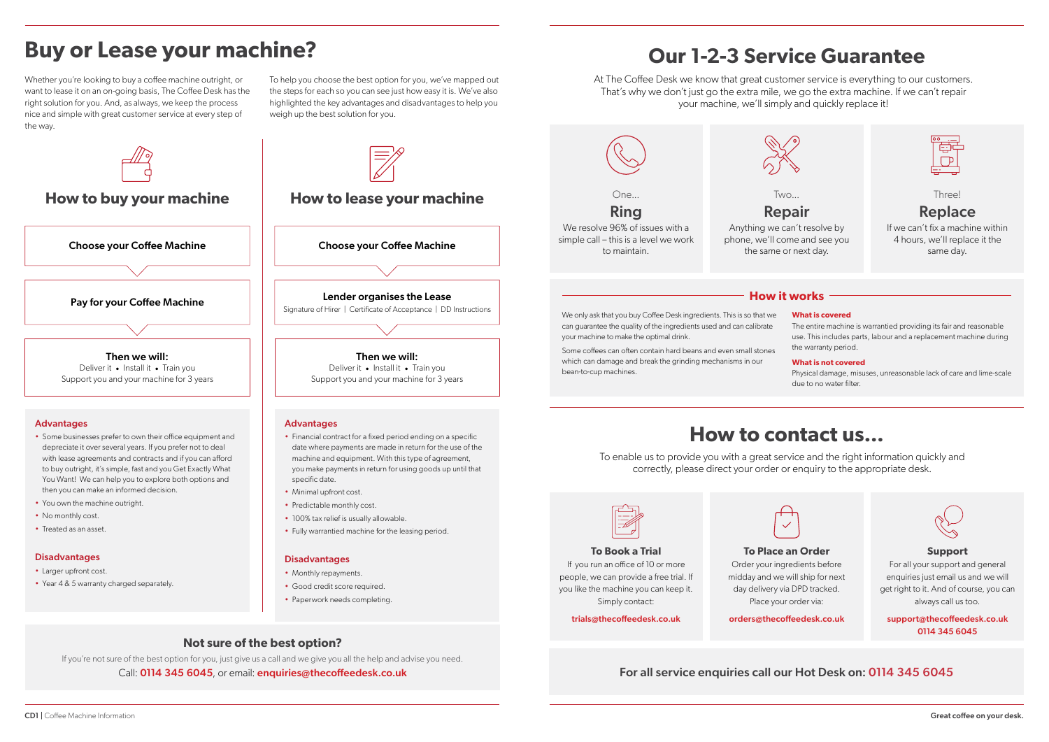# Buy or Lease your machine?

Whether you're looking to buy a coffee machine outright, or want to lease it on an on-going basis, The Coffee Desk has the right solution for you. And, as always, we keep the process nice and simple with great customer service at every step of the way.

To help you choose the best option for you, we've mapped out the steps for each so you can see just how easy it is. We've also highlighted the key advantages and disadvantages to help you weigh up the best solution for you.

## How to buy your machine

**Choose your Coffee Machine**

**Pay for your Coffee Machine**

**Then we will:**
Deliver it • Install it • Train you
Support you and your machine for 3 years

### Advantages

- Some businesses prefer to own their office equipment and depreciate it over several years. If you prefer not to deal with lease agreements and contracts and if you can afford to buy outright, it's simple, fast and you Get Exactly What You Want! We can help you to explore both options and then you can make an informed decision.
- You own the machine outright.
- No monthly cost.
- Treated as an asset.

### Disadvantages

- Larger upfront cost.
- Year 4 & 5 warranty charged separately.

## How to lease your machine

**Choose your Coffee Machine**

**Lender organises the Lease**
Signature of Hirer | Certificate of Acceptance | DD Instructions

**Then we will:**
Deliver it • Install it • Train you
Support you and your machine for 3 years

### Advantages

- Financial contract for a fixed period ending on a specific date where payments are made in return for the use of the machine and equipment. With this type of agreement, you make payments in return for using goods up until that specific date.
- Minimal upfront cost.
- Predictable monthly cost.
- 100% tax relief is usually allowable.
- Fully warrantied machine for the leasing period.

### Disadvantages

- Monthly repayments.
- Good credit score required.
- Paperwork needs completing.

## Not sure of the best option?

If you're not sure of the best option for you, just give us a call and we give you all the help and advise you need.

Call: 0114 345 6045, or email: enquiries@thecoffeedesk.co.uk

# Our 1-2-3 Service Guarantee

At The Coffee Desk we know that great customer service is everything to our customers. That's why we don't just go the extra mile, we go the extra machine. If we can't repair your machine, we'll simply and quickly replace it!

One...
### Ring
We resolve 96% of issues with a simple call – this is a level we work to maintain.

Two...
### Repair
Anything we can't resolve by phone, we'll come and see you the same or next day.

Three!
### Replace
If we can't fix a machine within 4 hours, we'll replace it the same day.

## How it works

We only ask that you buy Coffee Desk ingredients. This is so that we can guarantee the quality of the ingredients used and can calibrate your machine to make the optimal drink.

Some coffees can often contain hard beans and even small stones which can damage and break the grinding mechanisms in our bean-to-cup machines.

**What is covered**

The entire machine is warrantied providing its fair and reasonable use. This includes parts, labour and a replacement machine during the warranty period.

**What is not covered**

Physical damage, misuses, unreasonable lack of care and lime-scale due to no water filter.

# How to contact us...

To enable us to provide you with a great service and the right information quickly and correctly, please direct your order or enquiry to the appropriate desk.

### To Book a Trial
If you run an office of 10 or more people, we can provide a free trial. If you like the machine you can keep it. Simply contact:

trials@thecoffeedesk.co.uk

### To Place an Order
Order your ingredients before midday and we will ship for next day delivery via DPD tracked. Place your order via:

orders@thecoffeedesk.co.uk

### Support
For all your support and general enquiries just email us and we will get right to it. And of course, you can always call us too.

support@thecoffeedesk.co.uk
0114 345 6045

**For all service enquiries call our Hot Desk on: 0114 345 6045**